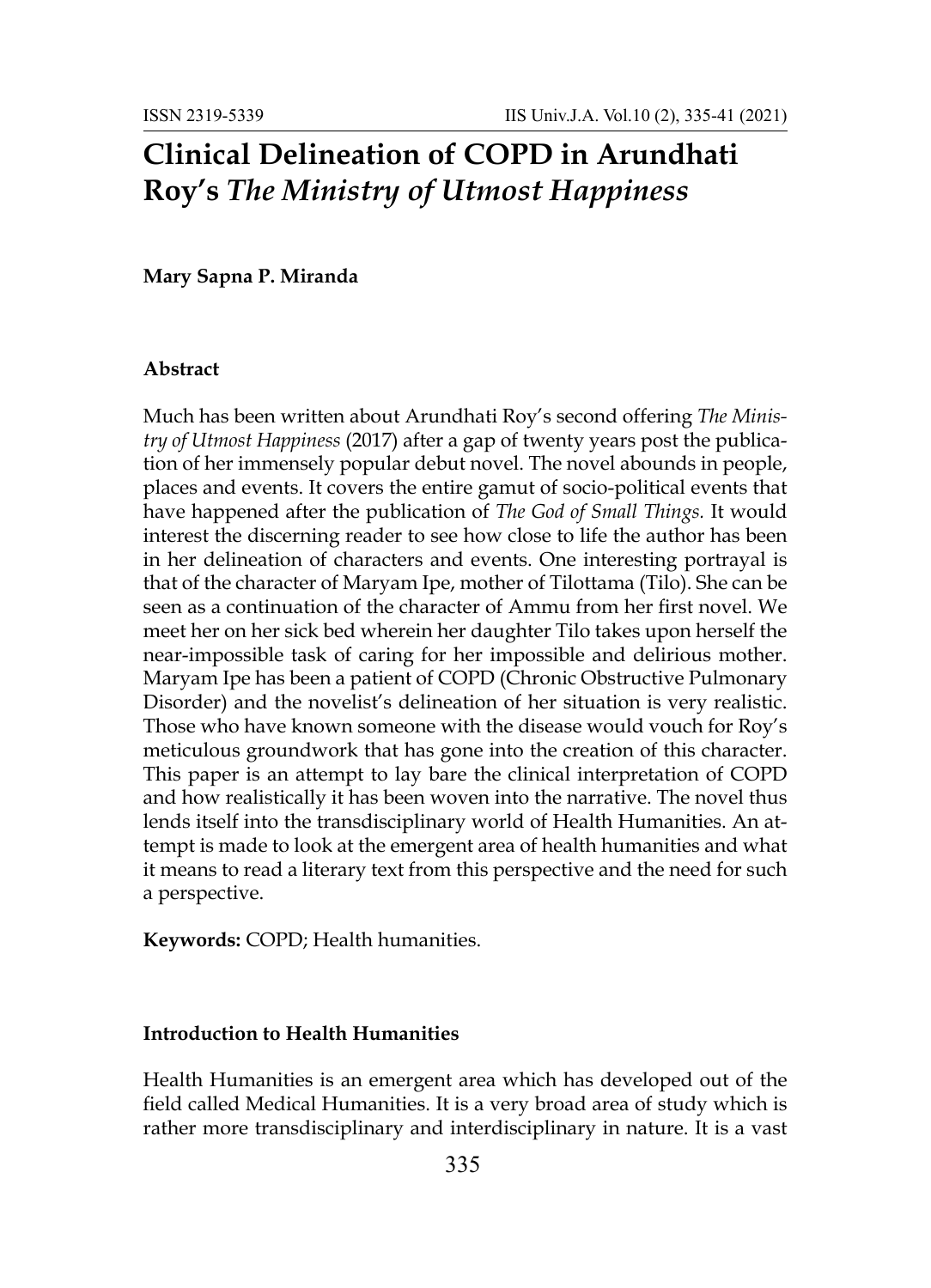# Clinical Delineation of COPD in Arundhati Roy's *The Ministry of Utmost Happiness*

**Mary Sapna P. Miranda**

### Abstract

Much has been written about Arundhati Roy's second offering *The Ministry of Utmost Happiness* (2017) after a gap of twenty years post the publication of her immensely popular debut novel. The novel abounds in people, places and events. It covers the entire gamut of socio-political events that have happened after the publication of *The God of Small Things.* It would interest the discerning reader to see how close to life the author has been in her delineation of characters and events. One interesting portrayal is that of the character of Maryam Ipe, mother of Tilottama (Tilo). She can be seen as a continuation of the character of Ammu from her first novel. We meet her on her sick bed wherein her daughter Tilo takes upon herself the near-impossible task of caring for her impossible and delirious mother. Maryam Ipe has been a patient of COPD (Chronic Obstructive Pulmonary Disorder) and the novelist's delineation of her situation is very realistic. Those who have known someone with the disease would vouch for Roy's meticulous groundwork that has gone into the creation of this character. This paper is an attempt to lay bare the clinical interpretation of COPD and how realistically it has been woven into the narrative. The novel thus lends itself into the transdisciplinary world of Health Humanities. An attempt is made to look at the emergent area of health humanities and what it means to read a literary text from this perspective and the need for such a perspective.

**Keywords:** COPD; Health humanities.

### Introduction to Health Humanities

Health Humanities is an emergent area which has developed out of the field called Medical Humanities. It is a very broad area of study which is rather more transdisciplinary and interdisciplinary in nature. It is a vast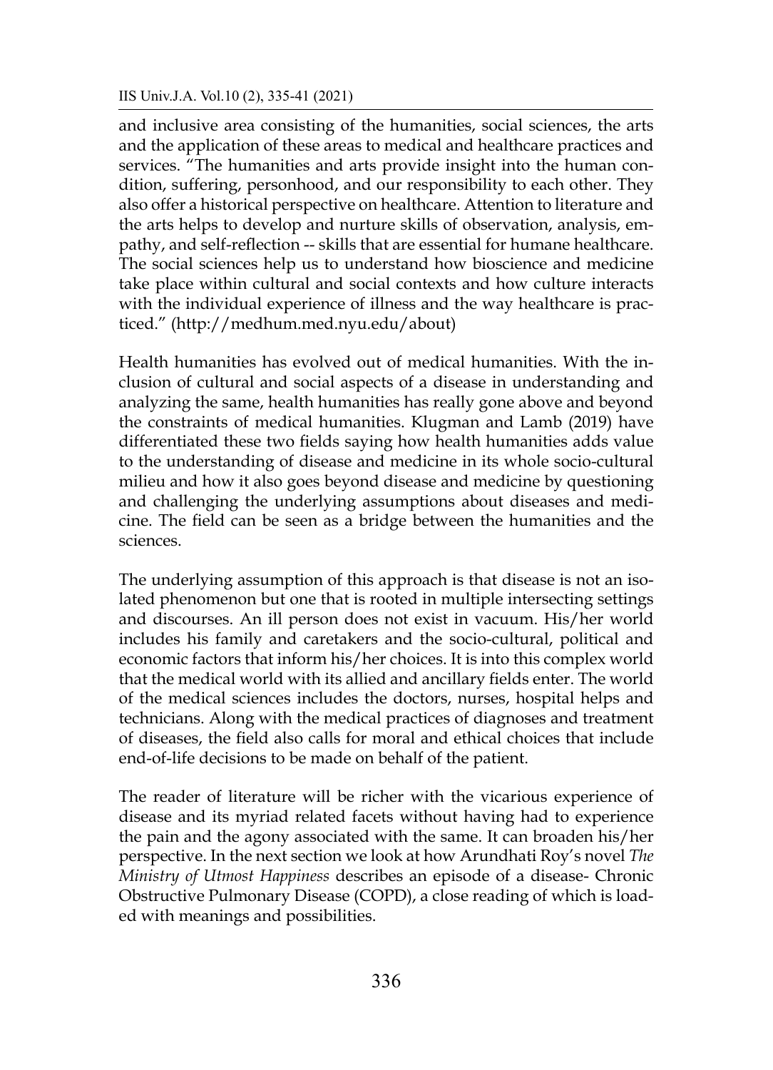and inclusive area consisting of the humanities, social sciences, the arts and the application of these areas to medical and healthcare practices and services. "The humanities and arts provide insight into the human condition, suffering, personhood, and our responsibility to each other. They also offer a historical perspective on healthcare. Attention to literature and the arts helps to develop and nurture skills of observation, analysis, empathy, and self-reflection -- skills that are essential for humane healthcare. The social sciences help us to understand how bioscience and medicine take place within cultural and social contexts and how culture interacts with the individual experience of illness and the way healthcare is practiced." (http://medhum.med.nyu.edu/about)

Health humanities has evolved out of medical humanities. With the inclusion of cultural and social aspects of a disease in understanding and analyzing the same, health humanities has really gone above and beyond the constraints of medical humanities. Klugman and Lamb (2019) have differentiated these two fields saying how health humanities adds value to the understanding of disease and medicine in its whole socio-cultural milieu and how it also goes beyond disease and medicine by questioning and challenging the underlying assumptions about diseases and medicine. The field can be seen as a bridge between the humanities and the sciences.

The underlying assumption of this approach is that disease is not an isolated phenomenon but one that is rooted in multiple intersecting settings and discourses. An ill person does not exist in vacuum. His/her world includes his family and caretakers and the socio-cultural, political and economic factors that inform his/her choices. It is into this complex world that the medical world with its allied and ancillary fields enter. The world of the medical sciences includes the doctors, nurses, hospital helps and technicians. Along with the medical practices of diagnoses and treatment of diseases, the field also calls for moral and ethical choices that include end-of-life decisions to be made on behalf of the patient.

The reader of literature will be richer with the vicarious experience of disease and its myriad related facets without having had to experience the pain and the agony associated with the same. It can broaden his/her perspective. In the next section we look at how Arundhati Roy's novel *The Ministry of Utmost Happiness* describes an episode of a disease- Chronic Obstructive Pulmonary Disease (COPD), a close reading of which is loaded with meanings and possibilities.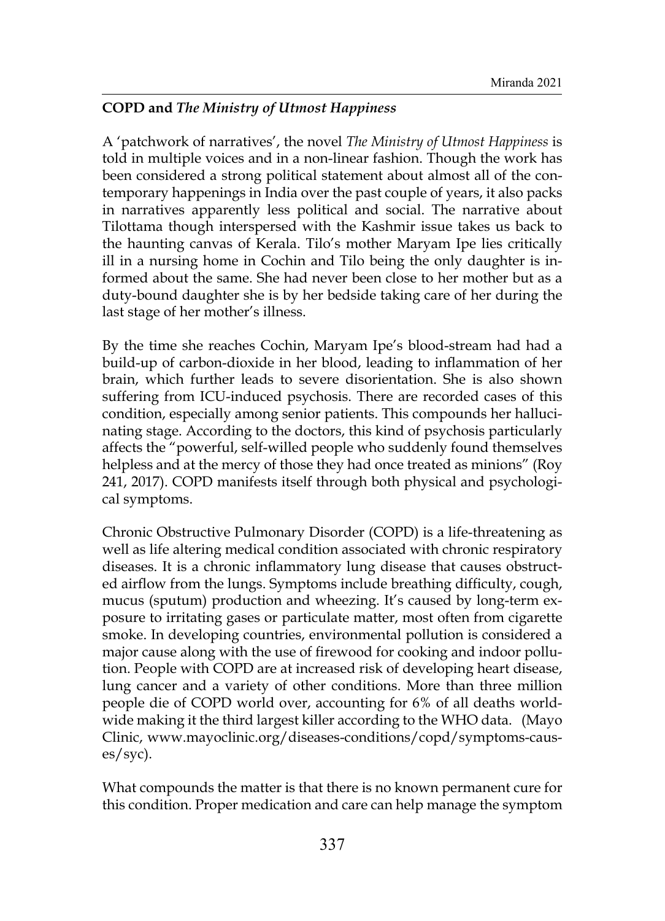**COPD and *The Ministry of Utmost Happiness***

A 'patchwork of narratives', the novel *The Ministry of Utmost Happiness* is told in multiple voices and in a non-linear fashion. Though the work has been considered a strong political statement about almost all of the contemporary happenings in India over the past couple of years, it also packs in narratives apparently less political and social. The narrative about Tilottama though interspersed with the Kashmir issue takes us back to the haunting canvas of Kerala. Tilo's mother Maryam Ipe lies critically ill in a nursing home in Cochin and Tilo being the only daughter is informed about the same. She had never been close to her mother but as a duty-bound daughter she is by her bedside taking care of her during the last stage of her mother's illness.

By the time she reaches Cochin, Maryam Ipe's blood-stream had had a build-up of carbon-dioxide in her blood, leading to inflammation of her brain, which further leads to severe disorientation. She is also shown suffering from ICU-induced psychosis. There are recorded cases of this condition, especially among senior patients. This compounds her hallucinating stage. According to the doctors, this kind of psychosis particularly affects the "powerful, self-willed people who suddenly found themselves helpless and at the mercy of those they had once treated as minions" (Roy 241, 2017). COPD manifests itself through both physical and psychological symptoms.

Chronic Obstructive Pulmonary Disorder (COPD) is a life-threatening as well as life altering medical condition associated with chronic respiratory diseases. It is a chronic inflammatory lung disease that causes obstructed airflow from the lungs. Symptoms include breathing difficulty, cough, mucus (sputum) production and wheezing. It's caused by long-term exposure to irritating gases or particulate matter, most often from cigarette smoke. In developing countries, environmental pollution is considered a major cause along with the use of firewood for cooking and indoor pollution. People with COPD are at increased risk of developing heart disease, lung cancer and a variety of other conditions. More than three million people die of COPD world over, accounting for 6% of all deaths worldwide making it the third largest killer according to the WHO data. (Mayo Clinic, www.mayoclinic.org/diseases-conditions/copd/symptoms-causes/syc).

What compounds the matter is that there is no known permanent cure for this condition. Proper medication and care can help manage the symptom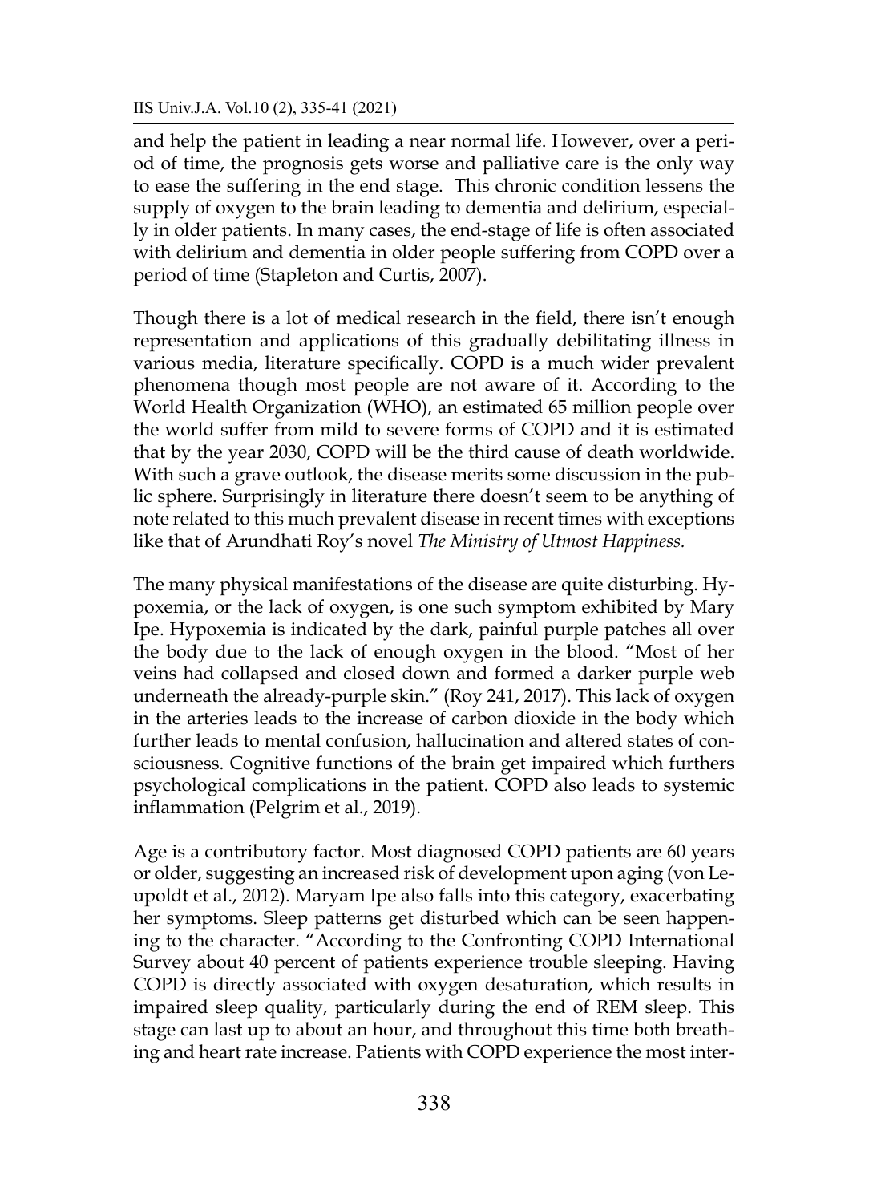and help the patient in leading a near normal life. However, over a period of time, the prognosis gets worse and palliative care is the only way to ease the suffering in the end stage. This chronic condition lessens the supply of oxygen to the brain leading to dementia and delirium, especially in older patients. In many cases, the end-stage of life is often associated with delirium and dementia in older people suffering from COPD over a period of time (Stapleton and Curtis, 2007).

Though there is a lot of medical research in the field, there isn't enough representation and applications of this gradually debilitating illness in various media, literature specifically. COPD is a much wider prevalent phenomena though most people are not aware of it. According to the World Health Organization (WHO), an estimated 65 million people over the world suffer from mild to severe forms of COPD and it is estimated that by the year 2030, COPD will be the third cause of death worldwide. With such a grave outlook, the disease merits some discussion in the public sphere. Surprisingly in literature there doesn't seem to be anything of note related to this much prevalent disease in recent times with exceptions like that of Arundhati Roy's novel *The Ministry of Utmost Happiness.*

The many physical manifestations of the disease are quite disturbing. Hypoxemia, or the lack of oxygen, is one such symptom exhibited by Mary Ipe. Hypoxemia is indicated by the dark, painful purple patches all over the body due to the lack of enough oxygen in the blood. "Most of her veins had collapsed and closed down and formed a darker purple web underneath the already-purple skin." (Roy 241, 2017). This lack of oxygen in the arteries leads to the increase of carbon dioxide in the body which further leads to mental confusion, hallucination and altered states of consciousness. Cognitive functions of the brain get impaired which furthers psychological complications in the patient. COPD also leads to systemic inflammation (Pelgrim et al., 2019).

Age is a contributory factor. Most diagnosed COPD patients are 60 years or older, suggesting an increased risk of development upon aging (von Leupoldt et al., 2012). Maryam Ipe also falls into this category, exacerbating her symptoms. Sleep patterns get disturbed which can be seen happening to the character. "According to the Confronting COPD International Survey about 40 percent of patients experience trouble sleeping. Having COPD is directly associated with oxygen desaturation, which results in impaired sleep quality, particularly during the end of REM sleep. This stage can last up to about an hour, and throughout this time both breathing and heart rate increase. Patients with COPD experience the most inter-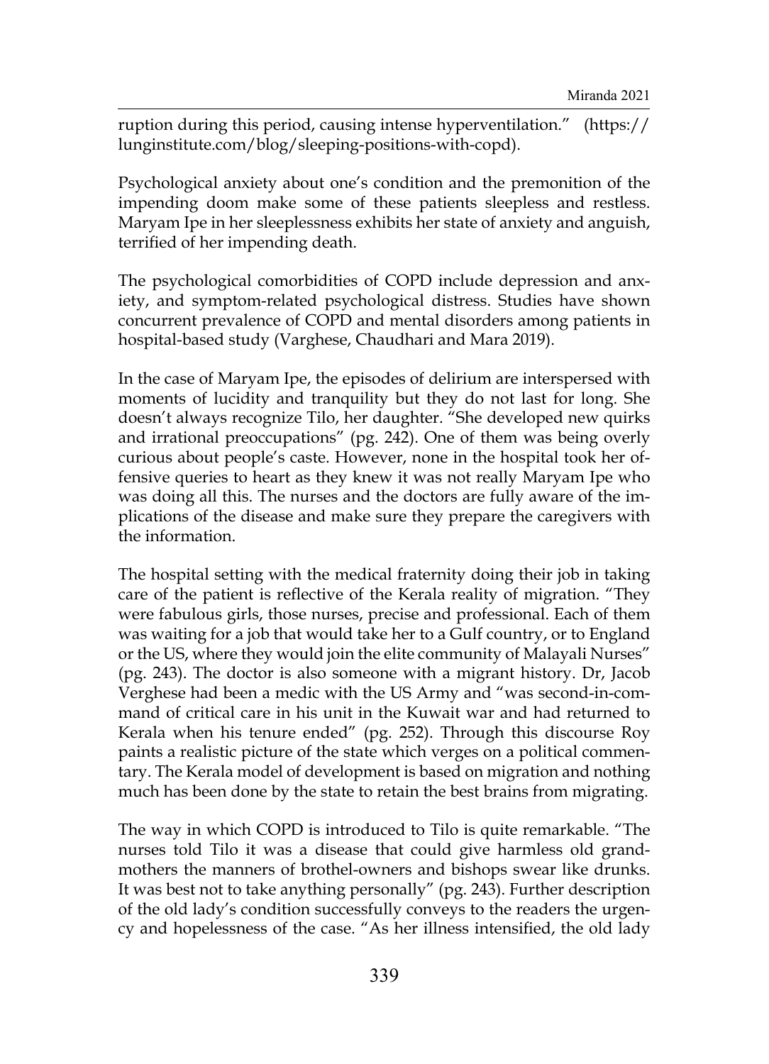ruption during this period, causing intense hyperventilation." (https://lunginstitute.com/blog/sleeping-positions-with-copd).

Psychological anxiety about one's condition and the premonition of the impending doom make some of these patients sleepless and restless. Maryam Ipe in her sleeplessness exhibits her state of anxiety and anguish, terrified of her impending death.

The psychological comorbidities of COPD include depression and anxiety, and symptom-related psychological distress. Studies have shown concurrent prevalence of COPD and mental disorders among patients in hospital-based study (Varghese, Chaudhari and Mara 2019).

In the case of Maryam Ipe, the episodes of delirium are interspersed with moments of lucidity and tranquility but they do not last for long. She doesn't always recognize Tilo, her daughter. "She developed new quirks and irrational preoccupations" (pg. 242). One of them was being overly curious about people's caste. However, none in the hospital took her offensive queries to heart as they knew it was not really Maryam Ipe who was doing all this. The nurses and the doctors are fully aware of the implications of the disease and make sure they prepare the caregivers with the information.

The hospital setting with the medical fraternity doing their job in taking care of the patient is reflective of the Kerala reality of migration. "They were fabulous girls, those nurses, precise and professional. Each of them was waiting for a job that would take her to a Gulf country, or to England or the US, where they would join the elite community of Malayali Nurses" (pg. 243). The doctor is also someone with a migrant history. Dr, Jacob Verghese had been a medic with the US Army and "was second-in-command of critical care in his unit in the Kuwait war and had returned to Kerala when his tenure ended" (pg. 252). Through this discourse Roy paints a realistic picture of the state which verges on a political commentary. The Kerala model of development is based on migration and nothing much has been done by the state to retain the best brains from migrating.

The way in which COPD is introduced to Tilo is quite remarkable. "The nurses told Tilo it was a disease that could give harmless old grandmothers the manners of brothel-owners and bishops swear like drunks. It was best not to take anything personally" (pg. 243). Further description of the old lady's condition successfully conveys to the readers the urgency and hopelessness of the case. "As her illness intensified, the old lady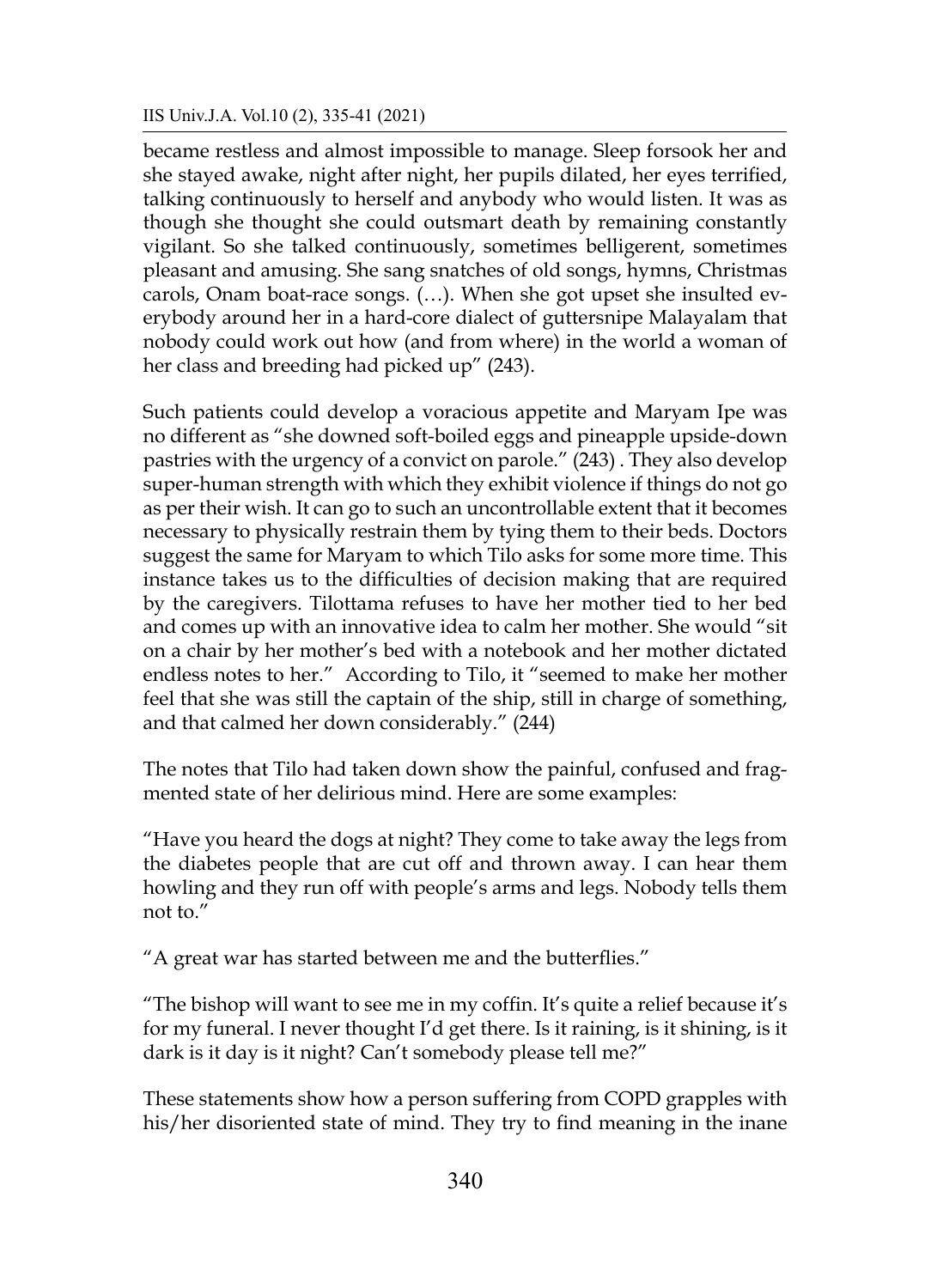became restless and almost impossible to manage. Sleep forsook her and she stayed awake, night after night, her pupils dilated, her eyes terrified, talking continuously to herself and anybody who would listen. It was as though she thought she could outsmart death by remaining constantly vigilant. So she talked continuously, sometimes belligerent, sometimes pleasant and amusing. She sang snatches of old songs, hymns, Christmas carols, Onam boat-race songs. (…). When she got upset she insulted everybody around her in a hard-core dialect of guttersnipe Malayalam that nobody could work out how (and from where) in the world a woman of her class and breeding had picked up" (243).

Such patients could develop a voracious appetite and Maryam Ipe was no different as "she downed soft-boiled eggs and pineapple upside-down pastries with the urgency of a convict on parole." (243) . They also develop super-human strength with which they exhibit violence if things do not go as per their wish. It can go to such an uncontrollable extent that it becomes necessary to physically restrain them by tying them to their beds. Doctors suggest the same for Maryam to which Tilo asks for some more time. This instance takes us to the difficulties of decision making that are required by the caregivers. Tilottama refuses to have her mother tied to her bed and comes up with an innovative idea to calm her mother. She would "sit on a chair by her mother's bed with a notebook and her mother dictated endless notes to her." According to Tilo, it "seemed to make her mother feel that she was still the captain of the ship, still in charge of something, and that calmed her down considerably." (244)

The notes that Tilo had taken down show the painful, confused and fragmented state of her delirious mind. Here are some examples:

"Have you heard the dogs at night? They come to take away the legs from the diabetes people that are cut off and thrown away. I can hear them howling and they run off with people's arms and legs. Nobody tells them not to."

"A great war has started between me and the butterflies."

"The bishop will want to see me in my coffin. It's quite a relief because it's for my funeral. I never thought I'd get there. Is it raining, is it shining, is it dark is it day is it night? Can't somebody please tell me?"

These statements show how a person suffering from COPD grapples with his/her disoriented state of mind. They try to find meaning in the inane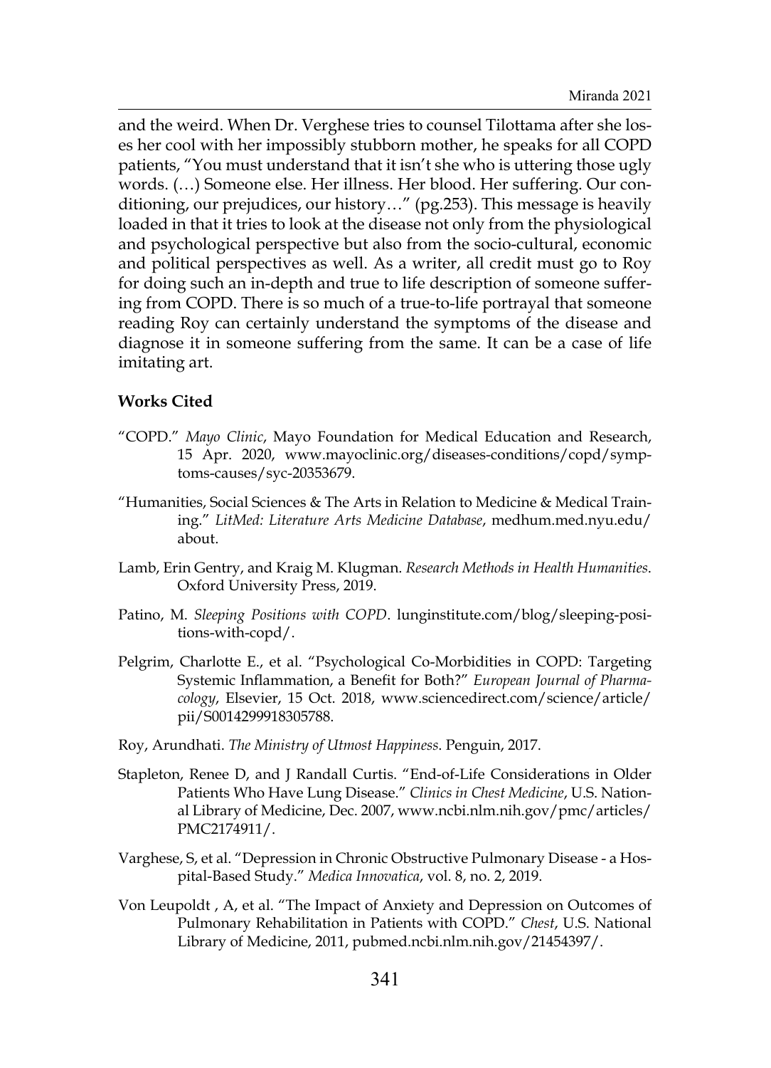and the weird. When Dr. Verghese tries to counsel Tilottama after she loses her cool with her impossibly stubborn mother, he speaks for all COPD patients, "You must understand that it isn't she who is uttering those ugly words. (…) Someone else. Her illness. Her blood. Her suffering. Our conditioning, our prejudices, our history…" (pg.253). This message is heavily loaded in that it tries to look at the disease not only from the physiological and psychological perspective but also from the socio-cultural, economic and political perspectives as well. As a writer, all credit must go to Roy for doing such an in-depth and true to life description of someone suffering from COPD. There is so much of a true-to-life portrayal that someone reading Roy can certainly understand the symptoms of the disease and diagnose it in someone suffering from the same. It can be a case of life imitating art.

**Works Cited**

"COPD." *Mayo Clinic*, Mayo Foundation for Medical Education and Research, 15 Apr. 2020, www.mayoclinic.org/diseases-conditions/copd/symptoms-causes/syc-20353679.

"Humanities, Social Sciences & The Arts in Relation to Medicine & Medical Training." *LitMed: Literature Arts Medicine Database*, medhum.med.nyu.edu/about.

Lamb, Erin Gentry, and Kraig M. Klugman. *Research Methods in Health Humanities*. Oxford University Press, 2019.

Patino, M. *Sleeping Positions with COPD*. lunginstitute.com/blog/sleeping-positions-with-copd/.

Pelgrim, Charlotte E., et al. "Psychological Co-Morbidities in COPD: Targeting Systemic Inflammation, a Benefit for Both?" *European Journal of Pharmacology*, Elsevier, 15 Oct. 2018, www.sciencedirect.com/science/article/pii/S0014299918305788.

Roy, Arundhati. *The Ministry of Utmost Happiness*. Penguin, 2017.

Stapleton, Renee D, and J Randall Curtis. "End-of-Life Considerations in Older Patients Who Have Lung Disease." *Clinics in Chest Medicine*, U.S. National Library of Medicine, Dec. 2007, www.ncbi.nlm.nih.gov/pmc/articles/PMC2174911/.

Varghese, S, et al. "Depression in Chronic Obstructive Pulmonary Disease - a Hospital-Based Study." *Medica Innovatica*, vol. 8, no. 2, 2019.

Von Leupoldt , A, et al. "The Impact of Anxiety and Depression on Outcomes of Pulmonary Rehabilitation in Patients with COPD." *Chest*, U.S. National Library of Medicine, 2011, pubmed.ncbi.nlm.nih.gov/21454397/.